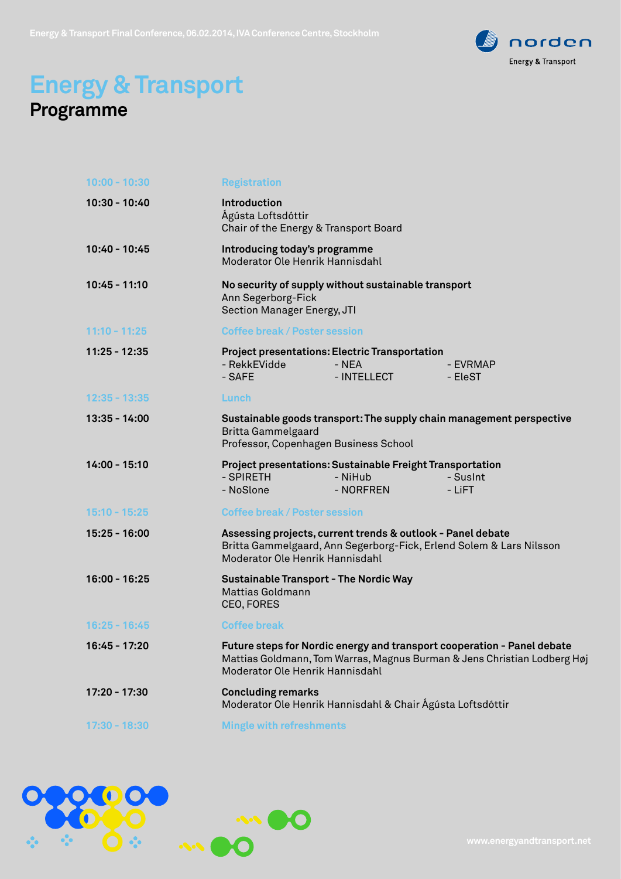Energy & Transport Final Conference, 06.02.2014, IVA Conference Centre, Stockholm

# Energy & Transport
## Programme

| Time | Programme |
| --- | --- |
| 10:00 - 10:30 | Registration |
| **10:30 - 10:40** | **Introduction**<br>Ágústa Loftsdóttir<br>Chair of the Energy & Transport Board |
| **10:40 - 10:45** | **Introducing today's programme**<br>Moderator Ole Henrik Hannisdahl |
| **10:45 - 11:10** | **No security of supply without sustainable transport**<br>Ann Segerborg-Fick<br>Section Manager Energy, JTI |
| 11:10 - 11:25 | Coffee break / Poster session |
| **11:25 - 12:35** | **Project presentations: Electric Transportation**<br>- RekkEVidde - NEA - EVRMAP<br>- SAFE - INTELLECT - EleST |
| 12:35 - 13:35 | Lunch |
| **13:35 - 14:00** | **Sustainable goods transport: The supply chain management perspective**<br>Britta Gammelgaard<br>Professor, Copenhagen Business School |
| **14:00 - 15:10** | **Project presentations: Sustainable Freight Transportation**<br>- SPIRETH - NiHub - SusInt<br>- NoSlone - NORFREN - LiFT |
| 15:10 - 15:25 | Coffee break / Poster session |
| **15:25 - 16:00** | **Assessing projects, current trends & outlook - Panel debate**<br>Britta Gammelgaard, Ann Segerborg-Fick, Erlend Solem & Lars Nilsson<br>Moderator Ole Henrik Hannisdahl |
| **16:00 - 16:25** | **Sustainable Transport - The Nordic Way**<br>Mattias Goldmann<br>CEO, FORES |
| 16:25 - 16:45 | Coffee break |
| **16:45 - 17:20** | **Future steps for Nordic energy and transport cooperation - Panel debate**<br>Mattias Goldmann, Tom Warras, Magnus Burman & Jens Christian Lodberg Høj<br>Moderator Ole Henrik Hannisdahl |
| **17:20 - 17:30** | **Concluding remarks**<br>Moderator Ole Henrik Hannisdahl & Chair Ágústa Loftsdóttir |
| 17:30 - 18:30 | Mingle with refreshments |

www.energyandtransport.net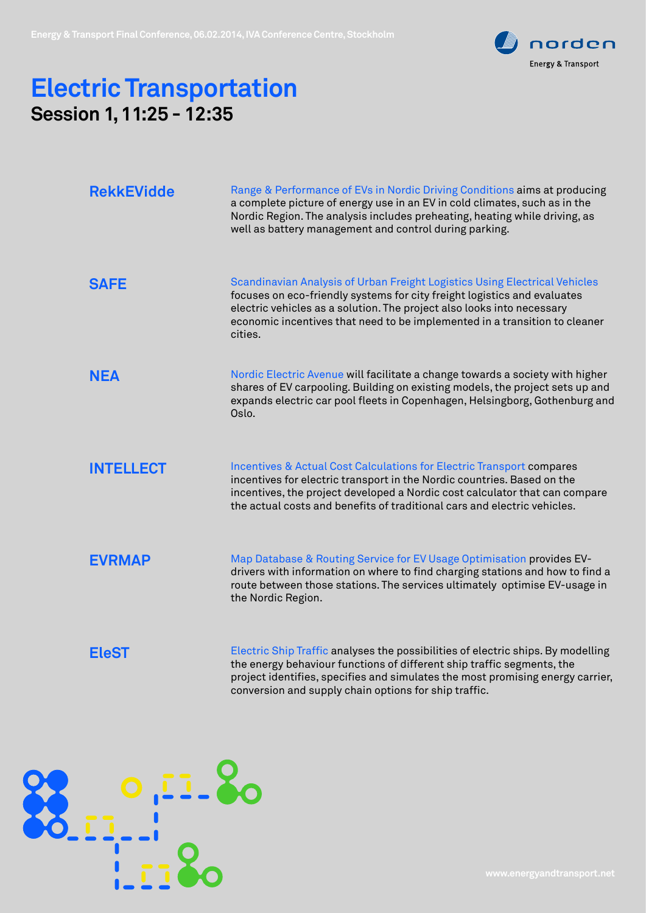# Electric Transportation

## Session 1, 11:25 - 12:35

### RekkEVidde

Range & Performance of EVs in Nordic Driving Conditions aims at producing a complete picture of energy use in an EV in cold climates, such as in the Nordic Region. The analysis includes preheating, heating while driving, as well as battery management and control during parking.

### SAFE

Scandinavian Analysis of Urban Freight Logistics Using Electrical Vehicles focuses on eco-friendly systems for city freight logistics and evaluates electric vehicles as a solution. The project also looks into necessary economic incentives that need to be implemented in a transition to cleaner cities.

### NEA

Nordic Electric Avenue will facilitate a change towards a society with higher shares of EV carpooling. Building on existing models, the project sets up and expands electric car pool fleets in Copenhagen, Helsingborg, Gothenburg and Oslo.

### INTELLECT

Incentives & Actual Cost Calculations for Electric Transport compares incentives for electric transport in the Nordic countries. Based on the incentives, the project developed a Nordic cost calculator that can compare the actual costs and benefits of traditional cars and electric vehicles.

### EVRMAP

Map Database & Routing Service for EV Usage Optimisation provides EV-drivers with information on where to find charging stations and how to find a route between those stations. The services ultimately optimise EV-usage in the Nordic Region.

### EleST

Electric Ship Traffic analyses the possibilities of electric ships. By modelling the energy behaviour functions of different ship traffic segments, the project identifies, specifies and simulates the most promising energy carrier, conversion and supply chain options for ship traffic.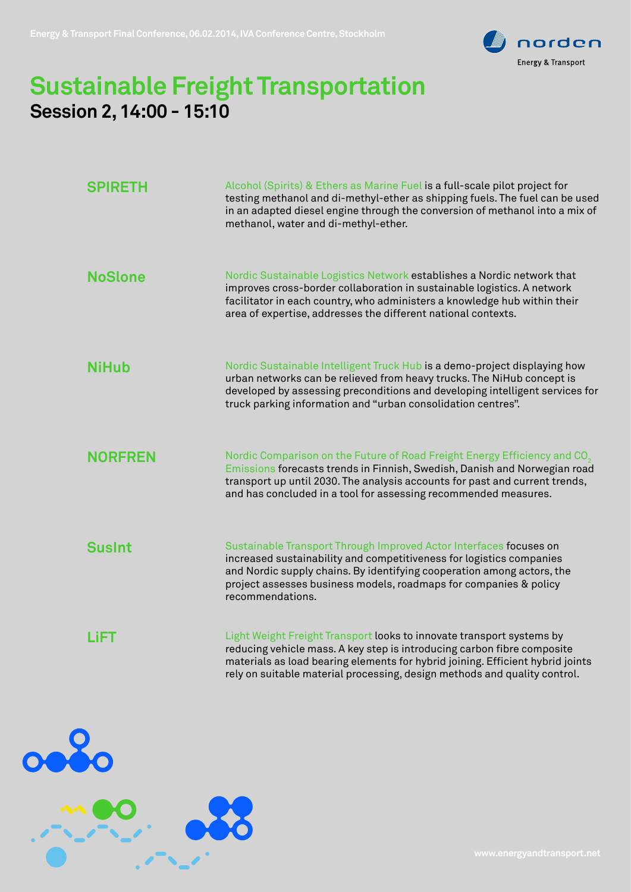# Sustainable Freight Transportation

## Session 2, 14:00 - 15:10

### SPIRETH

Alcohol (Spirits) & Ethers as Marine Fuel is a full-scale pilot project for testing methanol and di-methyl-ether as shipping fuels. The fuel can be used in an adapted diesel engine through the conversion of methanol into a mix of methanol, water and di-methyl-ether.

### NoSlone

Nordic Sustainable Logistics Network establishes a Nordic network that improves cross-border collaboration in sustainable logistics. A network facilitator in each country, who administers a knowledge hub within their area of expertise, addresses the different national contexts.

### NiHub

Nordic Sustainable Intelligent Truck Hub is a demo-project displaying how urban networks can be relieved from heavy trucks. The NiHub concept is developed by assessing preconditions and developing intelligent services for truck parking information and "urban consolidation centres".

### NORFREN

Nordic Comparison on the Future of Road Freight Energy Efficiency and $CO_2$ Emissions forecasts trends in Finnish, Swedish, Danish and Norwegian road transport up until 2030. The analysis accounts for past and current trends, and has concluded in a tool for assessing recommended measures.

### SusInt

Sustainable Transport Through Improved Actor Interfaces focuses on increased sustainability and competitiveness for logistics companies and Nordic supply chains. By identifying cooperation among actors, the project assesses business models, roadmaps for companies & policy recommendations.

### LiFT

Light Weight Freight Transport looks to innovate transport systems by reducing vehicle mass. A key step is introducing carbon fibre composite materials as load bearing elements for hybrid joining. Efficient hybrid joints rely on suitable material processing, design methods and quality control.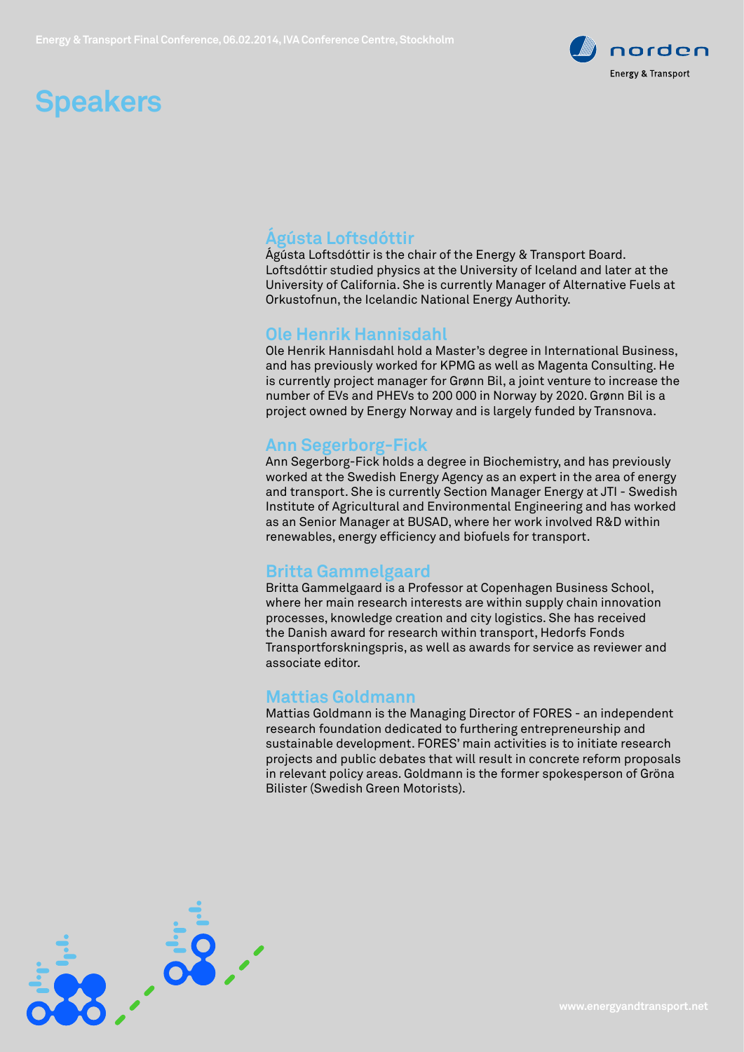# Speakers

## Ágústa Loftsdóttir

Ágústa Loftsdóttir is the chair of the Energy & Transport Board. Loftsdóttir studied physics at the University of Iceland and later at the University of California. She is currently Manager of Alternative Fuels at Orkustofnun, the Icelandic National Energy Authority.

## Ole Henrik Hannisdahl

Ole Henrik Hannisdahl hold a Master's degree in International Business, and has previously worked for KPMG as well as Magenta Consulting. He is currently project manager for Grønn Bil, a joint venture to increase the number of EVs and PHEVs to 200 000 in Norway by 2020. Grønn Bil is a project owned by Energy Norway and is largely funded by Transnova.

## Ann Segerborg-Fick

Ann Segerborg-Fick holds a degree in Biochemistry, and has previously worked at the Swedish Energy Agency as an expert in the area of energy and transport. She is currently Section Manager Energy at JTI - Swedish Institute of Agricultural and Environmental Engineering and has worked as an Senior Manager at BUSAD, where her work involved R&D within renewables, energy efficiency and biofuels for transport.

## Britta Gammelgaard

Britta Gammelgaard is a Professor at Copenhagen Business School, where her main research interests are within supply chain innovation processes, knowledge creation and city logistics. She has received the Danish award for research within transport, Hedorfs Fonds Transportforskningspris, as well as awards for service as reviewer and associate editor.

## Mattias Goldmann

Mattias Goldmann is the Managing Director of FORES - an independent research foundation dedicated to furthering entrepreneurship and sustainable development. FORES' main activities is to initiate research projects and public debates that will result in concrete reform proposals in relevant policy areas. Goldmann is the former spokesperson of Gröna Bilister (Swedish Green Motorists).